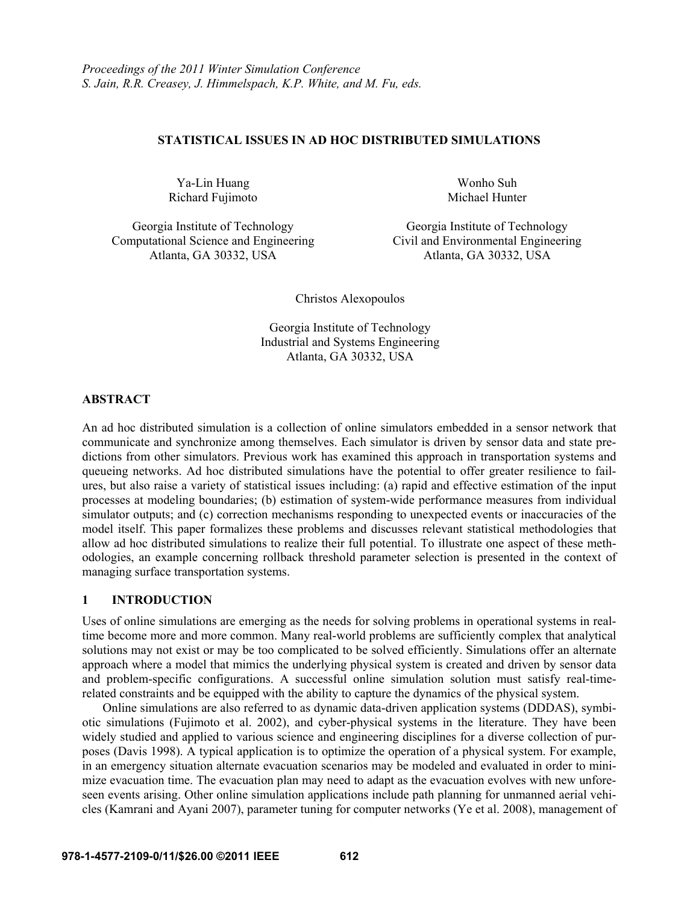*Proceedings of the 2011 Winter Simulation Conference*
*S. Jain, R.R. Creasey, J. Himmelspach, K.P. White, and M. Fu, eds.*

# STATISTICAL ISSUES IN AD HOC DISTRIBUTED SIMULATIONS

Ya-Lin Huang
Richard Fujimoto

Georgia Institute of Technology
Computational Science and Engineering
Atlanta, GA 30332, USA

Wonho Suh
Michael Hunter

Georgia Institute of Technology
Civil and Environmental Engineering
Atlanta, GA 30332, USA

Christos Alexopoulos

Georgia Institute of Technology
Industrial and Systems Engineering
Atlanta, GA 30332, USA

## ABSTRACT

An ad hoc distributed simulation is a collection of online simulators embedded in a sensor network that communicate and synchronize among themselves. Each simulator is driven by sensor data and state predictions from other simulators. Previous work has examined this approach in transportation systems and queueing networks. Ad hoc distributed simulations have the potential to offer greater resilience to failures, but also raise a variety of statistical issues including: (a) rapid and effective estimation of the input processes at modeling boundaries; (b) estimation of system-wide performance measures from individual simulator outputs; and (c) correction mechanisms responding to unexpected events or inaccuracies of the model itself. This paper formalizes these problems and discusses relevant statistical methodologies that allow ad hoc distributed simulations to realize their full potential. To illustrate one aspect of these methodologies, an example concerning rollback threshold parameter selection is presented in the context of managing surface transportation systems.

## 1 INTRODUCTION

Uses of online simulations are emerging as the needs for solving problems in operational systems in real-time become more and more common. Many real-world problems are sufficiently complex that analytical solutions may not exist or may be too complicated to be solved efficiently. Simulations offer an alternate approach where a model that mimics the underlying physical system is created and driven by sensor data and problem-specific configurations. A successful online simulation solution must satisfy real-time-related constraints and be equipped with the ability to capture the dynamics of the physical system.

Online simulations are also referred to as dynamic data-driven application systems (DDDAS), symbiotic simulations (Fujimoto et al. 2002), and cyber-physical systems in the literature. They have been widely studied and applied to various science and engineering disciplines for a diverse collection of purposes (Davis 1998). A typical application is to optimize the operation of a physical system. For example, in an emergency situation alternate evacuation scenarios may be modeled and evaluated in order to minimize evacuation time. The evacuation plan may need to adapt as the evacuation evolves with new unforeseen events arising. Other online simulation applications include path planning for unmanned aerial vehicles (Kamrani and Ayani 2007), parameter tuning for computer networks (Ye et al. 2008), management of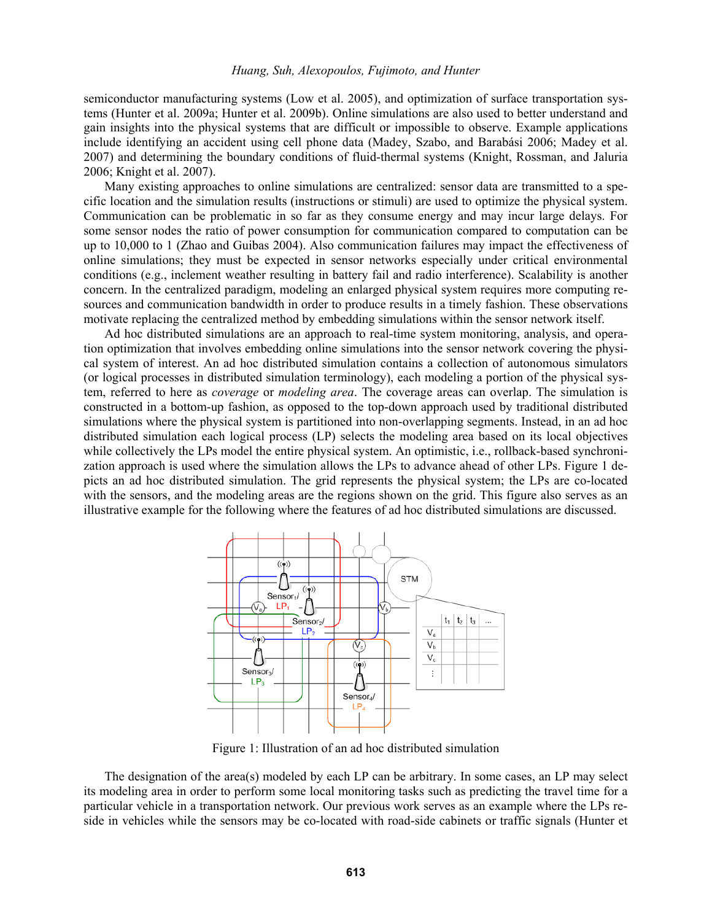semiconductor manufacturing systems (Low et al. 2005), and optimization of surface transportation systems (Hunter et al. 2009a; Hunter et al. 2009b). Online simulations are also used to better understand and gain insights into the physical systems that are difficult or impossible to observe. Example applications include identifying an accident using cell phone data (Madey, Szabo, and Barabási 2006; Madey et al. 2007) and determining the boundary conditions of fluid-thermal systems (Knight, Rossman, and Jaluria 2006; Knight et al. 2007).

Many existing approaches to online simulations are centralized: sensor data are transmitted to a specific location and the simulation results (instructions or stimuli) are used to optimize the physical system. Communication can be problematic in so far as they consume energy and may incur large delays. For some sensor nodes the ratio of power consumption for communication compared to computation can be up to 10,000 to 1 (Zhao and Guibas 2004). Also communication failures may impact the effectiveness of online simulations; they must be expected in sensor networks especially under critical environmental conditions (e.g., inclement weather resulting in battery fail and radio interference). Scalability is another concern. In the centralized paradigm, modeling an enlarged physical system requires more computing resources and communication bandwidth in order to produce results in a timely fashion. These observations motivate replacing the centralized method by embedding simulations within the sensor network itself.

Ad hoc distributed simulations are an approach to real-time system monitoring, analysis, and operation optimization that involves embedding online simulations into the sensor network covering the physical system of interest. An ad hoc distributed simulation contains a collection of autonomous simulators (or logical processes in distributed simulation terminology), each modeling a portion of the physical system, referred to here as *coverage* or *modeling area*. The coverage areas can overlap. The simulation is constructed in a bottom-up fashion, as opposed to the top-down approach used by traditional distributed simulations where the physical system is partitioned into non-overlapping segments. Instead, in an ad hoc distributed simulation each logical process (LP) selects the modeling area based on its local objectives while collectively the LPs model the entire physical system. An optimistic, i.e., rollback-based synchronization approach is used where the simulation allows the LPs to advance ahead of other LPs. Figure 1 depicts an ad hoc distributed simulation. The grid represents the physical system; the LPs are co-located with the sensors, and the modeling areas are the regions shown on the grid. This figure also serves as an illustrative example for the following where the features of ad hoc distributed simulations are discussed.

STM

Sensor$_1$/ LP$_1$

Sensor$_2$/ LP$_2$

Sensor$_3$/ LP$_3$

Sensor$_4$/ LP$_4$

$V_a$ $V_b$ $V_c$

| | $t_1$ | $t_2$ | $t_3$ | ... |
|---|---|---|---|---|
| $V_a$ | | | | |
| $V_b$ | | | | |
| $V_c$ | | | | |
| ⋮ | | | | |

Figure 1: Illustration of an ad hoc distributed simulation

The designation of the area(s) modeled by each LP can be arbitrary. In some cases, an LP may select its modeling area in order to perform some local monitoring tasks such as predicting the travel time for a particular vehicle in a transportation network. Our previous work serves as an example where the LPs reside in vehicles while the sensors may be co-located with road-side cabinets or traffic signals (Hunter et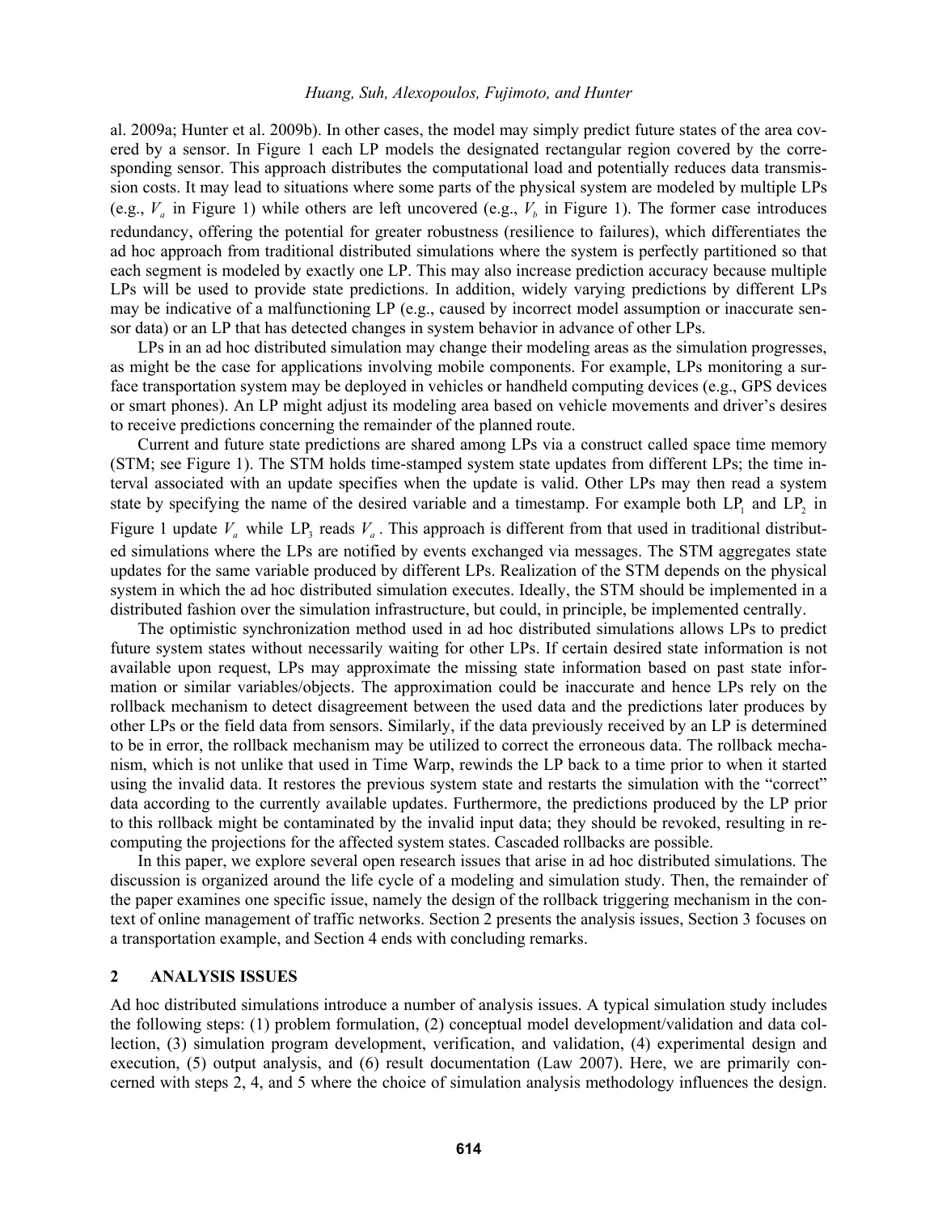al. 2009a; Hunter et al. 2009b). In other cases, the model may simply predict future states of the area covered by a sensor. In Figure 1 each LP models the designated rectangular region covered by the corresponding sensor. This approach distributes the computational load and potentially reduces data transmission costs. It may lead to situations where some parts of the physical system are modeled by multiple LPs (e.g., $V_a$ in Figure 1) while others are left uncovered (e.g., $V_b$ in Figure 1). The former case introduces redundancy, offering the potential for greater robustness (resilience to failures), which differentiates the ad hoc approach from traditional distributed simulations where the system is perfectly partitioned so that each segment is modeled by exactly one LP. This may also increase prediction accuracy because multiple LPs will be used to provide state predictions. In addition, widely varying predictions by different LPs may be indicative of a malfunctioning LP (e.g., caused by incorrect model assumption or inaccurate sensor data) or an LP that has detected changes in system behavior in advance of other LPs.

LPs in an ad hoc distributed simulation may change their modeling areas as the simulation progresses, as might be the case for applications involving mobile components. For example, LPs monitoring a surface transportation system may be deployed in vehicles or handheld computing devices (e.g., GPS devices or smart phones). An LP might adjust its modeling area based on vehicle movements and driver's desires to receive predictions concerning the remainder of the planned route.

Current and future state predictions are shared among LPs via a construct called space time memory (STM; see Figure 1). The STM holds time-stamped system state updates from different LPs; the time interval associated with an update specifies when the update is valid. Other LPs may then read a system state by specifying the name of the desired variable and a timestamp. For example both $\text{LP}_1$ and $\text{LP}_2$ in Figure 1 update $V_a$ while $\text{LP}_3$ reads $V_a$. This approach is different from that used in traditional distributed simulations where the LPs are notified by events exchanged via messages. The STM aggregates state updates for the same variable produced by different LPs. Realization of the STM depends on the physical system in which the ad hoc distributed simulation executes. Ideally, the STM should be implemented in a distributed fashion over the simulation infrastructure, but could, in principle, be implemented centrally.

The optimistic synchronization method used in ad hoc distributed simulations allows LPs to predict future system states without necessarily waiting for other LPs. If certain desired state information is not available upon request, LPs may approximate the missing state information based on past state information or similar variables/objects. The approximation could be inaccurate and hence LPs rely on the rollback mechanism to detect disagreement between the used data and the predictions later produces by other LPs or the field data from sensors. Similarly, if the data previously received by an LP is determined to be in error, the rollback mechanism may be utilized to correct the erroneous data. The rollback mechanism, which is not unlike that used in Time Warp, rewinds the LP back to a time prior to when it started using the invalid data. It restores the previous system state and restarts the simulation with the "correct" data according to the currently available updates. Furthermore, the predictions produced by the LP prior to this rollback might be contaminated by the invalid input data; they should be revoked, resulting in recomputing the projections for the affected system states. Cascaded rollbacks are possible.

In this paper, we explore several open research issues that arise in ad hoc distributed simulations. The discussion is organized around the life cycle of a modeling and simulation study. Then, the remainder of the paper examines one specific issue, namely the design of the rollback triggering mechanism in the context of online management of traffic networks. Section 2 presents the analysis issues, Section 3 focuses on a transportation example, and Section 4 ends with concluding remarks.

## 2 ANALYSIS ISSUES

Ad hoc distributed simulations introduce a number of analysis issues. A typical simulation study includes the following steps: (1) problem formulation, (2) conceptual model development/validation and data collection, (3) simulation program development, verification, and validation, (4) experimental design and execution, (5) output analysis, and (6) result documentation (Law 2007). Here, we are primarily concerned with steps 2, 4, and 5 where the choice of simulation analysis methodology influences the design.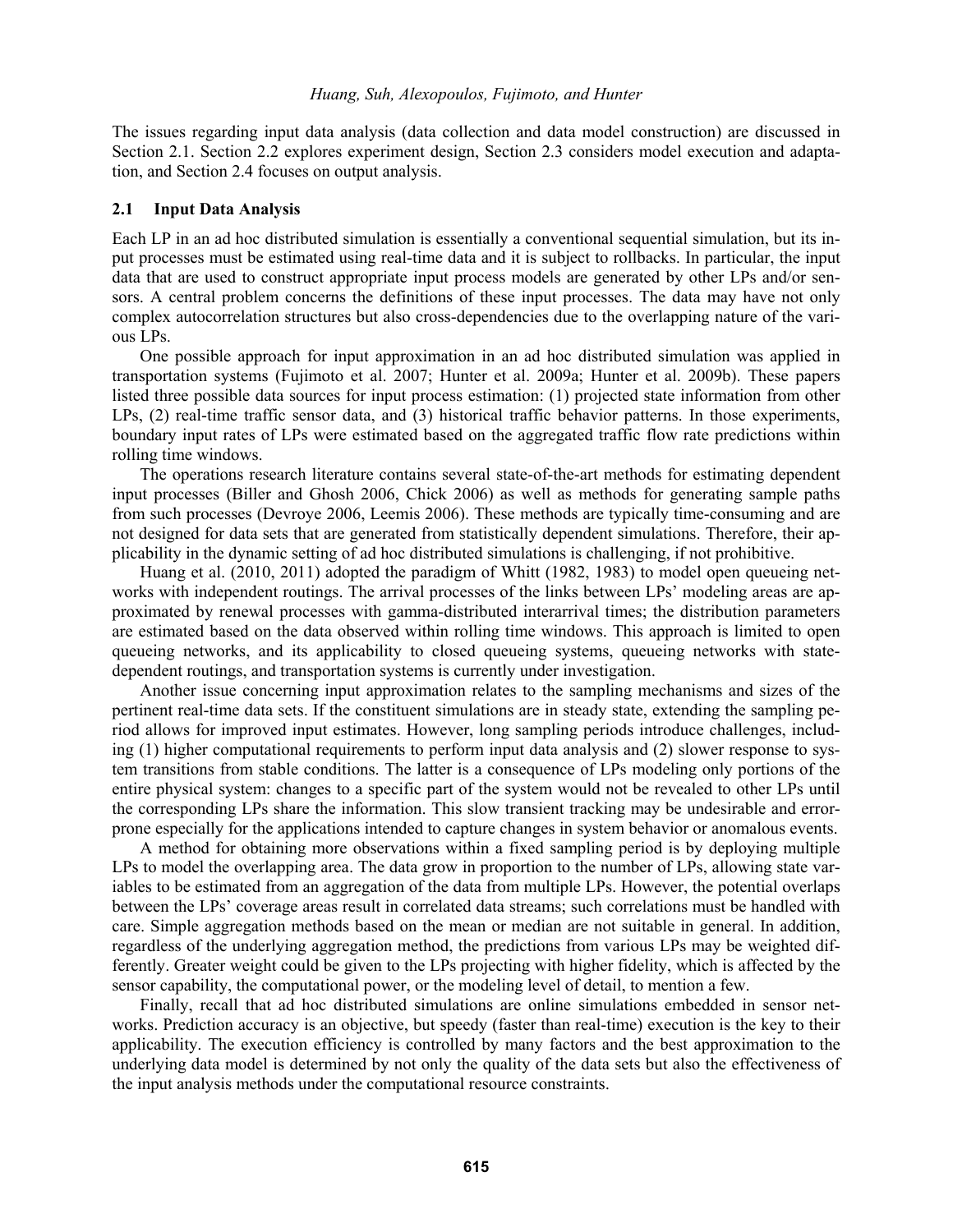The issues regarding input data analysis (data collection and data model construction) are discussed in Section 2.1. Section 2.2 explores experiment design, Section 2.3 considers model execution and adaptation, and Section 2.4 focuses on output analysis.

## 2.1 Input Data Analysis

Each LP in an ad hoc distributed simulation is essentially a conventional sequential simulation, but its input processes must be estimated using real-time data and it is subject to rollbacks. In particular, the input data that are used to construct appropriate input process models are generated by other LPs and/or sensors. A central problem concerns the definitions of these input processes. The data may have not only complex autocorrelation structures but also cross-dependencies due to the overlapping nature of the various LPs.

One possible approach for input approximation in an ad hoc distributed simulation was applied in transportation systems (Fujimoto et al. 2007; Hunter et al. 2009a; Hunter et al. 2009b). These papers listed three possible data sources for input process estimation: (1) projected state information from other LPs, (2) real-time traffic sensor data, and (3) historical traffic behavior patterns. In those experiments, boundary input rates of LPs were estimated based on the aggregated traffic flow rate predictions within rolling time windows.

The operations research literature contains several state-of-the-art methods for estimating dependent input processes (Biller and Ghosh 2006, Chick 2006) as well as methods for generating sample paths from such processes (Devroye 2006, Leemis 2006). These methods are typically time-consuming and are not designed for data sets that are generated from statistically dependent simulations. Therefore, their applicability in the dynamic setting of ad hoc distributed simulations is challenging, if not prohibitive.

Huang et al. (2010, 2011) adopted the paradigm of Whitt (1982, 1983) to model open queueing networks with independent routings. The arrival processes of the links between LPs' modeling areas are approximated by renewal processes with gamma-distributed interarrival times; the distribution parameters are estimated based on the data observed within rolling time windows. This approach is limited to open queueing networks, and its applicability to closed queueing systems, queueing networks with state-dependent routings, and transportation systems is currently under investigation.

Another issue concerning input approximation relates to the sampling mechanisms and sizes of the pertinent real-time data sets. If the constituent simulations are in steady state, extending the sampling period allows for improved input estimates. However, long sampling periods introduce challenges, including (1) higher computational requirements to perform input data analysis and (2) slower response to system transitions from stable conditions. The latter is a consequence of LPs modeling only portions of the entire physical system: changes to a specific part of the system would not be revealed to other LPs until the corresponding LPs share the information. This slow transient tracking may be undesirable and error-prone especially for the applications intended to capture changes in system behavior or anomalous events.

A method for obtaining more observations within a fixed sampling period is by deploying multiple LPs to model the overlapping area. The data grow in proportion to the number of LPs, allowing state variables to be estimated from an aggregation of the data from multiple LPs. However, the potential overlaps between the LPs' coverage areas result in correlated data streams; such correlations must be handled with care. Simple aggregation methods based on the mean or median are not suitable in general. In addition, regardless of the underlying aggregation method, the predictions from various LPs may be weighted differently. Greater weight could be given to the LPs projecting with higher fidelity, which is affected by the sensor capability, the computational power, or the modeling level of detail, to mention a few.

Finally, recall that ad hoc distributed simulations are online simulations embedded in sensor networks. Prediction accuracy is an objective, but speedy (faster than real-time) execution is the key to their applicability. The execution efficiency is controlled by many factors and the best approximation to the underlying data model is determined by not only the quality of the data sets but also the effectiveness of the input analysis methods under the computational resource constraints.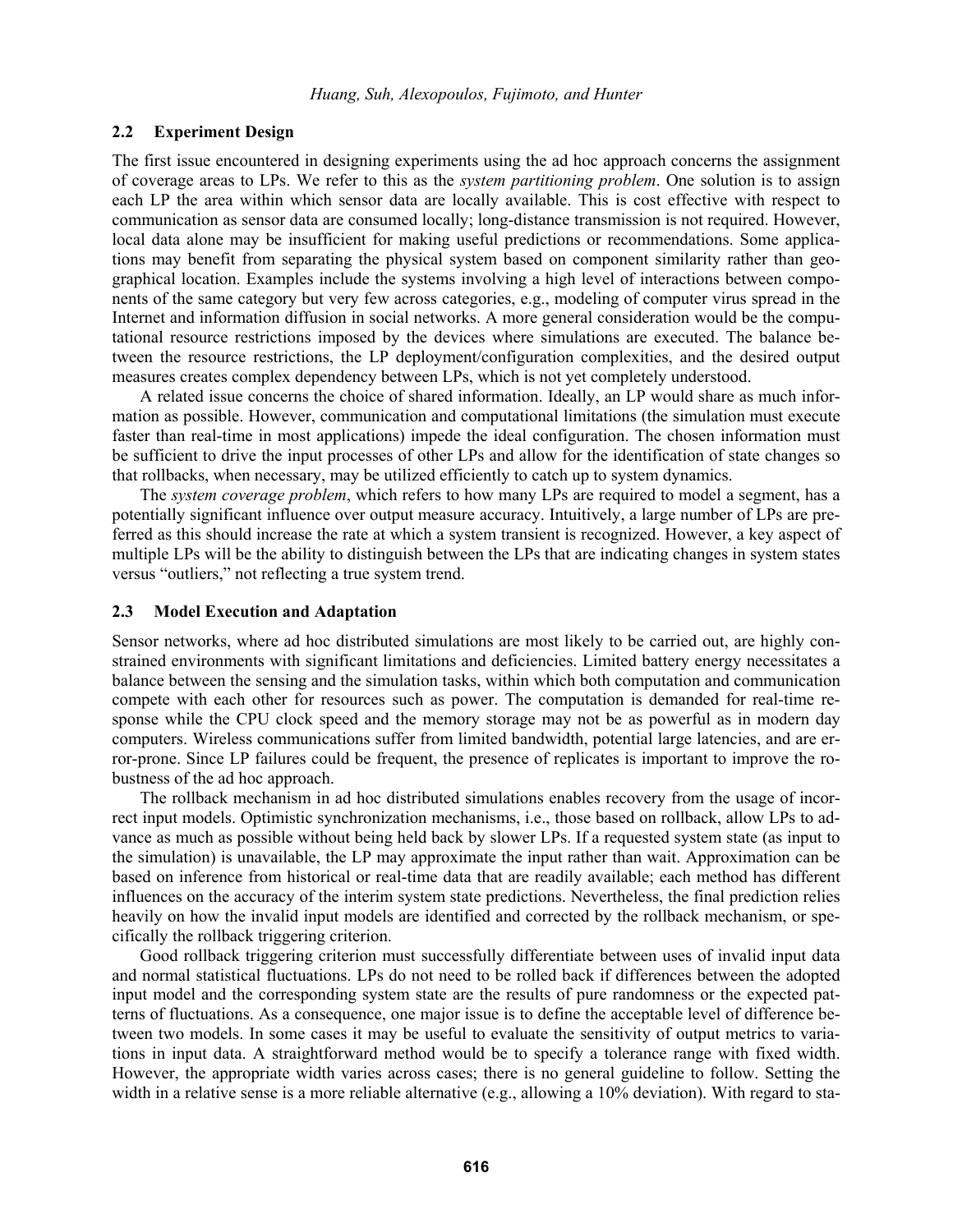### 2.2 Experiment Design

The first issue encountered in designing experiments using the ad hoc approach concerns the assignment of coverage areas to LPs. We refer to this as the *system partitioning problem*. One solution is to assign each LP the area within which sensor data are locally available. This is cost effective with respect to communication as sensor data are consumed locally; long-distance transmission is not required. However, local data alone may be insufficient for making useful predictions or recommendations. Some applications may benefit from separating the physical system based on component similarity rather than geographical location. Examples include the systems involving a high level of interactions between components of the same category but very few across categories, e.g., modeling of computer virus spread in the Internet and information diffusion in social networks. A more general consideration would be the computational resource restrictions imposed by the devices where simulations are executed. The balance between the resource restrictions, the LP deployment/configuration complexities, and the desired output measures creates complex dependency between LPs, which is not yet completely understood.

A related issue concerns the choice of shared information. Ideally, an LP would share as much information as possible. However, communication and computational limitations (the simulation must execute faster than real-time in most applications) impede the ideal configuration. The chosen information must be sufficient to drive the input processes of other LPs and allow for the identification of state changes so that rollbacks, when necessary, may be utilized efficiently to catch up to system dynamics.

The *system coverage problem*, which refers to how many LPs are required to model a segment, has a potentially significant influence over output measure accuracy. Intuitively, a large number of LPs are preferred as this should increase the rate at which a system transient is recognized. However, a key aspect of multiple LPs will be the ability to distinguish between the LPs that are indicating changes in system states versus "outliers," not reflecting a true system trend.

### 2.3 Model Execution and Adaptation

Sensor networks, where ad hoc distributed simulations are most likely to be carried out, are highly constrained environments with significant limitations and deficiencies. Limited battery energy necessitates a balance between the sensing and the simulation tasks, within which both computation and communication compete with each other for resources such as power. The computation is demanded for real-time response while the CPU clock speed and the memory storage may not be as powerful as in modern day computers. Wireless communications suffer from limited bandwidth, potential large latencies, and are error-prone. Since LP failures could be frequent, the presence of replicates is important to improve the robustness of the ad hoc approach.

The rollback mechanism in ad hoc distributed simulations enables recovery from the usage of incorrect input models. Optimistic synchronization mechanisms, i.e., those based on rollback, allow LPs to advance as much as possible without being held back by slower LPs. If a requested system state (as input to the simulation) is unavailable, the LP may approximate the input rather than wait. Approximation can be based on inference from historical or real-time data that are readily available; each method has different influences on the accuracy of the interim system state predictions. Nevertheless, the final prediction relies heavily on how the invalid input models are identified and corrected by the rollback mechanism, or specifically the rollback triggering criterion.

Good rollback triggering criterion must successfully differentiate between uses of invalid input data and normal statistical fluctuations. LPs do not need to be rolled back if differences between the adopted input model and the corresponding system state are the results of pure randomness or the expected patterns of fluctuations. As a consequence, one major issue is to define the acceptable level of difference between two models. In some cases it may be useful to evaluate the sensitivity of output metrics to variations in input data. A straightforward method would be to specify a tolerance range with fixed width. However, the appropriate width varies across cases; there is no general guideline to follow. Setting the width in a relative sense is a more reliable alternative (e.g., allowing a 10% deviation). With regard to sta-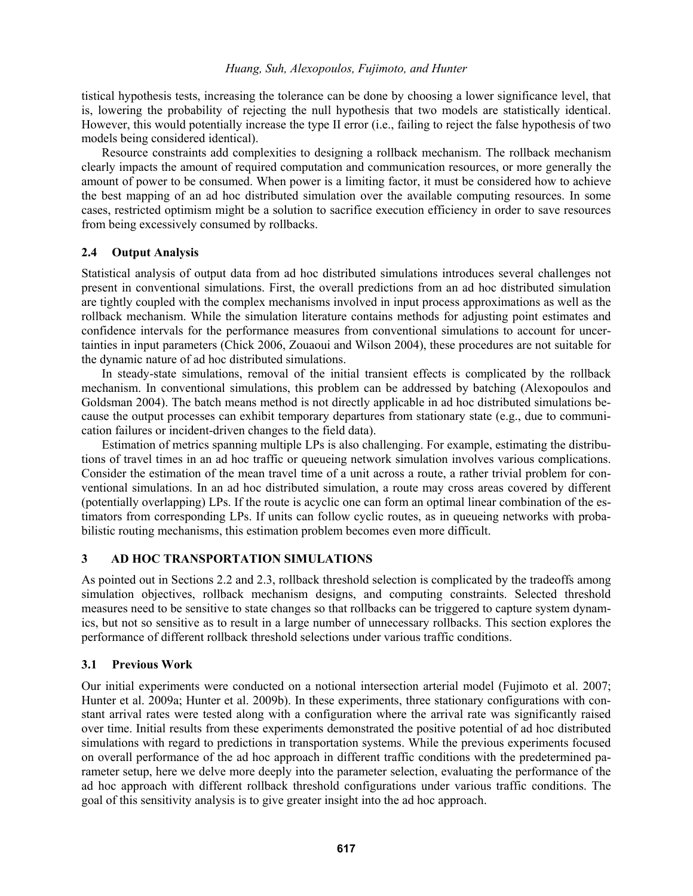tistical hypothesis tests, increasing the tolerance can be done by choosing a lower significance level, that is, lowering the probability of rejecting the null hypothesis that two models are statistically identical. However, this would potentially increase the type II error (i.e., failing to reject the false hypothesis of two models being considered identical).

Resource constraints add complexities to designing a rollback mechanism. The rollback mechanism clearly impacts the amount of required computation and communication resources, or more generally the amount of power to be consumed. When power is a limiting factor, it must be considered how to achieve the best mapping of an ad hoc distributed simulation over the available computing resources. In some cases, restricted optimism might be a solution to sacrifice execution efficiency in order to save resources from being excessively consumed by rollbacks.

### 2.4 Output Analysis

Statistical analysis of output data from ad hoc distributed simulations introduces several challenges not present in conventional simulations. First, the overall predictions from an ad hoc distributed simulation are tightly coupled with the complex mechanisms involved in input process approximations as well as the rollback mechanism. While the simulation literature contains methods for adjusting point estimates and confidence intervals for the performance measures from conventional simulations to account for uncertainties in input parameters (Chick 2006, Zouaoui and Wilson 2004), these procedures are not suitable for the dynamic nature of ad hoc distributed simulations.

In steady-state simulations, removal of the initial transient effects is complicated by the rollback mechanism. In conventional simulations, this problem can be addressed by batching (Alexopoulos and Goldsman 2004). The batch means method is not directly applicable in ad hoc distributed simulations because the output processes can exhibit temporary departures from stationary state (e.g., due to communication failures or incident-driven changes to the field data).

Estimation of metrics spanning multiple LPs is also challenging. For example, estimating the distributions of travel times in an ad hoc traffic or queueing network simulation involves various complications. Consider the estimation of the mean travel time of a unit across a route, a rather trivial problem for conventional simulations. In an ad hoc distributed simulation, a route may cross areas covered by different (potentially overlapping) LPs. If the route is acyclic one can form an optimal linear combination of the estimators from corresponding LPs. If units can follow cyclic routes, as in queueing networks with probabilistic routing mechanisms, this estimation problem becomes even more difficult.

## 3 AD HOC TRANSPORTATION SIMULATIONS

As pointed out in Sections 2.2 and 2.3, rollback threshold selection is complicated by the tradeoffs among simulation objectives, rollback mechanism designs, and computing constraints. Selected threshold measures need to be sensitive to state changes so that rollbacks can be triggered to capture system dynamics, but not so sensitive as to result in a large number of unnecessary rollbacks. This section explores the performance of different rollback threshold selections under various traffic conditions.

### 3.1 Previous Work

Our initial experiments were conducted on a notional intersection arterial model (Fujimoto et al. 2007; Hunter et al. 2009a; Hunter et al. 2009b). In these experiments, three stationary configurations with constant arrival rates were tested along with a configuration where the arrival rate was significantly raised over time. Initial results from these experiments demonstrated the positive potential of ad hoc distributed simulations with regard to predictions in transportation systems. While the previous experiments focused on overall performance of the ad hoc approach in different traffic conditions with the predetermined parameter setup, here we delve more deeply into the parameter selection, evaluating the performance of the ad hoc approach with different rollback threshold configurations under various traffic conditions. The goal of this sensitivity analysis is to give greater insight into the ad hoc approach.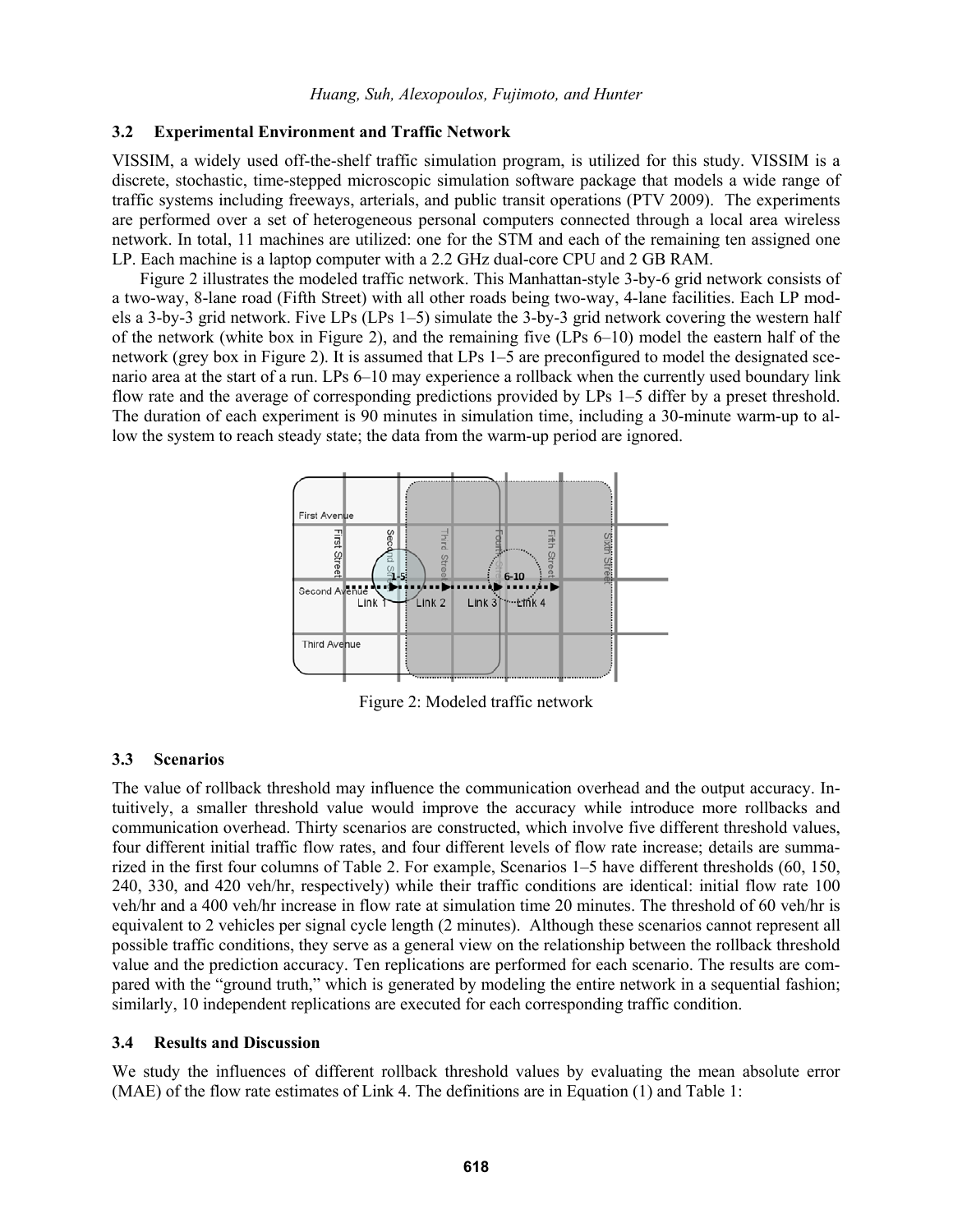### 3.2 Experimental Environment and Traffic Network

VISSIM, a widely used off-the-shelf traffic simulation program, is utilized for this study. VISSIM is a discrete, stochastic, time-stepped microscopic simulation software package that models a wide range of traffic systems including freeways, arterials, and public transit operations (PTV 2009). The experiments are performed over a set of heterogeneous personal computers connected through a local area wireless network. In total, 11 machines are utilized: one for the STM and each of the remaining ten assigned one LP. Each machine is a laptop computer with a 2.2 GHz dual-core CPU and 2 GB RAM.

Figure 2 illustrates the modeled traffic network. This Manhattan-style 3-by-6 grid network consists of a two-way, 8-lane road (Fifth Street) with all other roads being two-way, 4-lane facilities. Each LP models a 3-by-3 grid network. Five LPs (LPs 1–5) simulate the 3-by-3 grid network covering the western half of the network (white box in Figure 2), and the remaining five (LPs 6–10) model the eastern half of the network (grey box in Figure 2). It is assumed that LPs 1–5 are preconfigured to model the designated scenario area at the start of a run. LPs 6–10 may experience a rollback when the currently used boundary link flow rate and the average of corresponding predictions provided by LPs 1–5 differ by a preset threshold. The duration of each experiment is 90 minutes in simulation time, including a 30-minute warm-up to allow the system to reach steady state; the data from the warm-up period are ignored.

Figure 2: Modeled traffic network

### 3.3 Scenarios

The value of rollback threshold may influence the communication overhead and the output accuracy. Intuitively, a smaller threshold value would improve the accuracy while introduce more rollbacks and communication overhead. Thirty scenarios are constructed, which involve five different threshold values, four different initial traffic flow rates, and four different levels of flow rate increase; details are summarized in the first four columns of Table 2. For example, Scenarios 1–5 have different thresholds (60, 150, 240, 330, and 420 veh/hr, respectively) while their traffic conditions are identical: initial flow rate 100 veh/hr and a 400 veh/hr increase in flow rate at simulation time 20 minutes. The threshold of 60 veh/hr is equivalent to 2 vehicles per signal cycle length (2 minutes). Although these scenarios cannot represent all possible traffic conditions, they serve as a general view on the relationship between the rollback threshold value and the prediction accuracy. Ten replications are performed for each scenario. The results are compared with the "ground truth," which is generated by modeling the entire network in a sequential fashion; similarly, 10 independent replications are executed for each corresponding traffic condition.

### 3.4 Results and Discussion

We study the influences of different rollback threshold values by evaluating the mean absolute error (MAE) of the flow rate estimates of Link 4. The definitions are in Equation (1) and Table 1: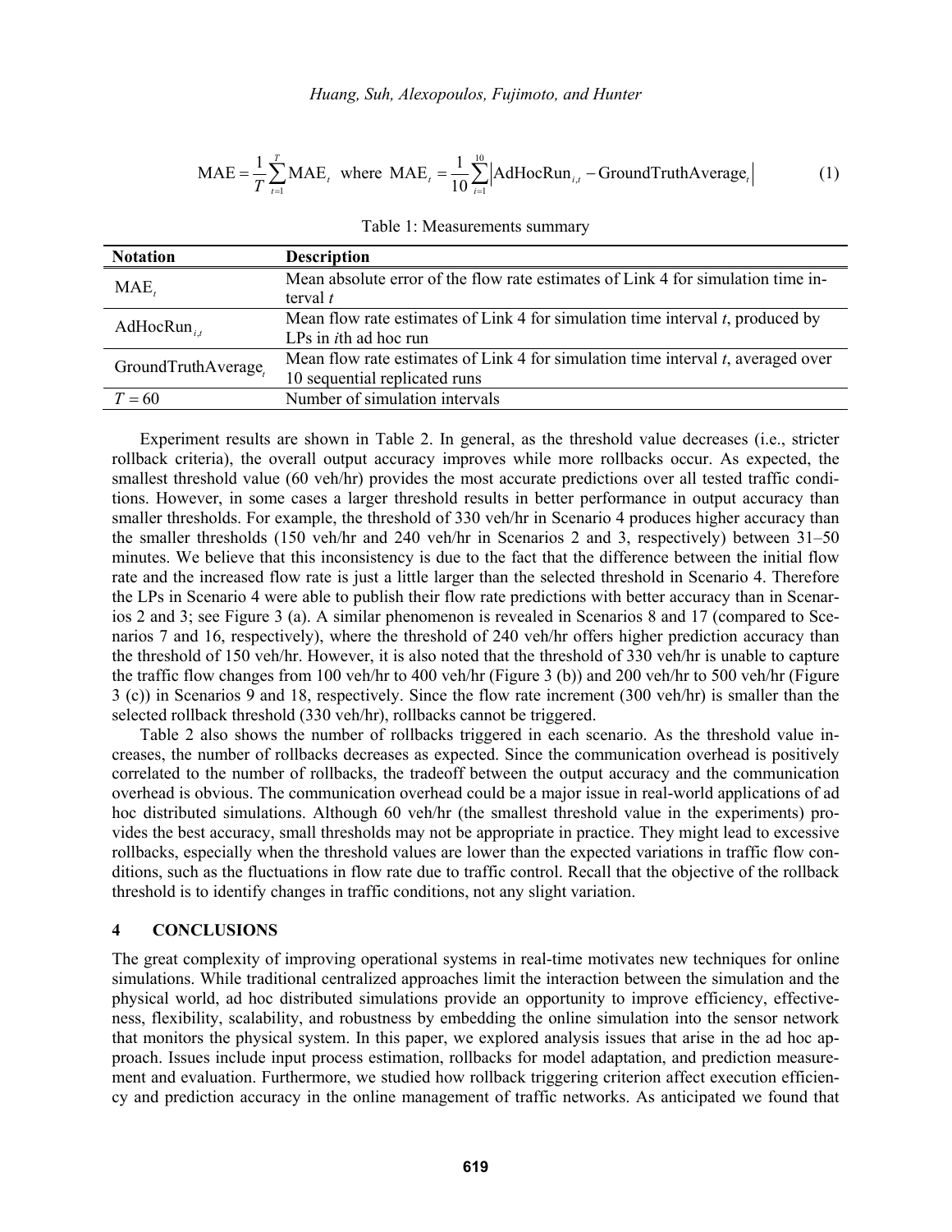$$\text{MAE} = \frac{1}{T}\sum_{t=1}^{T}\text{MAE}_t \quad \text{where} \quad \text{MAE}_t = \frac{1}{10}\sum_{i=1}^{10}\left|\text{AdHocRun}_{i,t} - \text{GroundTruthAverage}_t\right| \tag{1}$$

Table 1: Measurements summary

| Notation | Description |
|---|---|
| $\text{MAE}_t$ | Mean absolute error of the flow rate estimates of Link 4 for simulation time interval *t* |
| $\text{AdHocRun}_{i,t}$ | Mean flow rate estimates of Link 4 for simulation time interval *t*, produced by LPs in *i*th ad hoc run |
| $\text{GroundTruthAverage}_t$ | Mean flow rate estimates of Link 4 for simulation time interval *t*, averaged over 10 sequential replicated runs |
| $T = 60$ | Number of simulation intervals |

Experiment results are shown in Table 2. In general, as the threshold value decreases (i.e., stricter rollback criteria), the overall output accuracy improves while more rollbacks occur. As expected, the smallest threshold value (60 veh/hr) provides the most accurate predictions over all tested traffic conditions. However, in some cases a larger threshold results in better performance in output accuracy than smaller thresholds. For example, the threshold of 330 veh/hr in Scenario 4 produces higher accuracy than the smaller thresholds (150 veh/hr and 240 veh/hr in Scenarios 2 and 3, respectively) between 31–50 minutes. We believe that this inconsistency is due to the fact that the difference between the initial flow rate and the increased flow rate is just a little larger than the selected threshold in Scenario 4. Therefore the LPs in Scenario 4 were able to publish their flow rate predictions with better accuracy than in Scenarios 2 and 3; see Figure 3 (a). A similar phenomenon is revealed in Scenarios 8 and 17 (compared to Scenarios 7 and 16, respectively), where the threshold of 240 veh/hr offers higher prediction accuracy than the threshold of 150 veh/hr. However, it is also noted that the threshold of 330 veh/hr is unable to capture the traffic flow changes from 100 veh/hr to 400 veh/hr (Figure 3 (b)) and 200 veh/hr to 500 veh/hr (Figure 3 (c)) in Scenarios 9 and 18, respectively. Since the flow rate increment (300 veh/hr) is smaller than the selected rollback threshold (330 veh/hr), rollbacks cannot be triggered.

Table 2 also shows the number of rollbacks triggered in each scenario. As the threshold value increases, the number of rollbacks decreases as expected. Since the communication overhead is positively correlated to the number of rollbacks, the tradeoff between the output accuracy and the communication overhead is obvious. The communication overhead could be a major issue in real-world applications of ad hoc distributed simulations. Although 60 veh/hr (the smallest threshold value in the experiments) provides the best accuracy, small thresholds may not be appropriate in practice. They might lead to excessive rollbacks, especially when the threshold values are lower than the expected variations in traffic flow conditions, such as the fluctuations in flow rate due to traffic control. Recall that the objective of the rollback threshold is to identify changes in traffic conditions, not any slight variation.

## 4 CONCLUSIONS

The great complexity of improving operational systems in real-time motivates new techniques for online simulations. While traditional centralized approaches limit the interaction between the simulation and the physical world, ad hoc distributed simulations provide an opportunity to improve efficiency, effectiveness, flexibility, scalability, and robustness by embedding the online simulation into the sensor network that monitors the physical system. In this paper, we explored analysis issues that arise in the ad hoc approach. Issues include input process estimation, rollbacks for model adaptation, and prediction measurement and evaluation. Furthermore, we studied how rollback triggering criterion affect execution efficiency and prediction accuracy in the online management of traffic networks. As anticipated we found that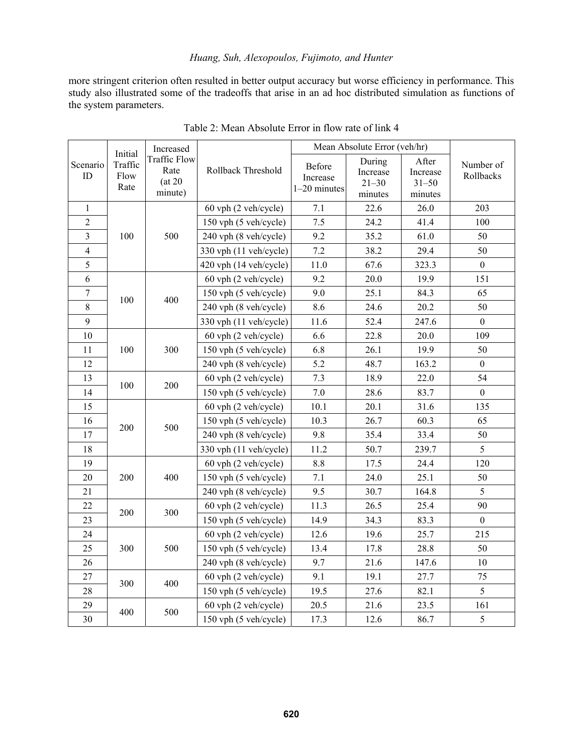more stringent criterion often resulted in better output accuracy but worse efficiency in performance. This study also illustrated some of the tradeoffs that arise in an ad hoc distributed simulation as functions of the system parameters.

Table 2: Mean Absolute Error in flow rate of link 4

| Scenario ID | Initial Traffic Flow Rate | Increased Traffic Flow Rate (at 20 minute) | Rollback Threshold | Mean Absolute Error (veh/hr) | | | Number of Rollbacks |
|---|---|---|---|---|---|---|---|
| | | | | Before Increase 1–20 minutes | During Increase 21–30 minutes | After Increase 31–50 minutes | |
| 1 | 100 | 500 | 60 vph (2 veh/cycle) | 7.1 | 22.6 | 26.0 | 203 |
| 2 | | | 150 vph (5 veh/cycle) | 7.5 | 24.2 | 41.4 | 100 |
| 3 | | | 240 vph (8 veh/cycle) | 9.2 | 35.2 | 61.0 | 50 |
| 4 | | | 330 vph (11 veh/cycle) | 7.2 | 38.2 | 29.4 | 50 |
| 5 | | | 420 vph (14 veh/cycle) | 11.0 | 67.6 | 323.3 | 0 |
| 6 | 100 | 400 | 60 vph (2 veh/cycle) | 9.2 | 20.0 | 19.9 | 151 |
| 7 | | | 150 vph (5 veh/cycle) | 9.0 | 25.1 | 84.3 | 65 |
| 8 | | | 240 vph (8 veh/cycle) | 8.6 | 24.6 | 20.2 | 50 |
| 9 | | | 330 vph (11 veh/cycle) | 11.6 | 52.4 | 247.6 | 0 |
| 10 | 100 | 300 | 60 vph (2 veh/cycle) | 6.6 | 22.8 | 20.0 | 109 |
| 11 | | | 150 vph (5 veh/cycle) | 6.8 | 26.1 | 19.9 | 50 |
| 12 | | | 240 vph (8 veh/cycle) | 5.2 | 48.7 | 163.2 | 0 |
| 13 | 100 | 200 | 60 vph (2 veh/cycle) | 7.3 | 18.9 | 22.0 | 54 |
| 14 | | | 150 vph (5 veh/cycle) | 7.0 | 28.6 | 83.7 | 0 |
| 15 | 200 | 500 | 60 vph (2 veh/cycle) | 10.1 | 20.1 | 31.6 | 135 |
| 16 | | | 150 vph (5 veh/cycle) | 10.3 | 26.7 | 60.3 | 65 |
| 17 | | | 240 vph (8 veh/cycle) | 9.8 | 35.4 | 33.4 | 50 |
| 18 | | | 330 vph (11 veh/cycle) | 11.2 | 50.7 | 239.7 | 5 |
| 19 | 200 | 400 | 60 vph (2 veh/cycle) | 8.8 | 17.5 | 24.4 | 120 |
| 20 | | | 150 vph (5 veh/cycle) | 7.1 | 24.0 | 25.1 | 50 |
| 21 | | | 240 vph (8 veh/cycle) | 9.5 | 30.7 | 164.8 | 5 |
| 22 | 200 | 300 | 60 vph (2 veh/cycle) | 11.3 | 26.5 | 25.4 | 90 |
| 23 | | | 150 vph (5 veh/cycle) | 14.9 | 34.3 | 83.3 | 0 |
| 24 | 300 | 500 | 60 vph (2 veh/cycle) | 12.6 | 19.6 | 25.7 | 215 |
| 25 | | | 150 vph (5 veh/cycle) | 13.4 | 17.8 | 28.8 | 50 |
| 26 | | | 240 vph (8 veh/cycle) | 9.7 | 21.6 | 147.6 | 10 |
| 27 | 300 | 400 | 60 vph (2 veh/cycle) | 9.1 | 19.1 | 27.7 | 75 |
| 28 | | | 150 vph (5 veh/cycle) | 19.5 | 27.6 | 82.1 | 5 |
| 29 | 400 | 500 | 60 vph (2 veh/cycle) | 20.5 | 21.6 | 23.5 | 161 |
| 30 | | | 150 vph (5 veh/cycle) | 17.3 | 12.6 | 86.7 | 5 |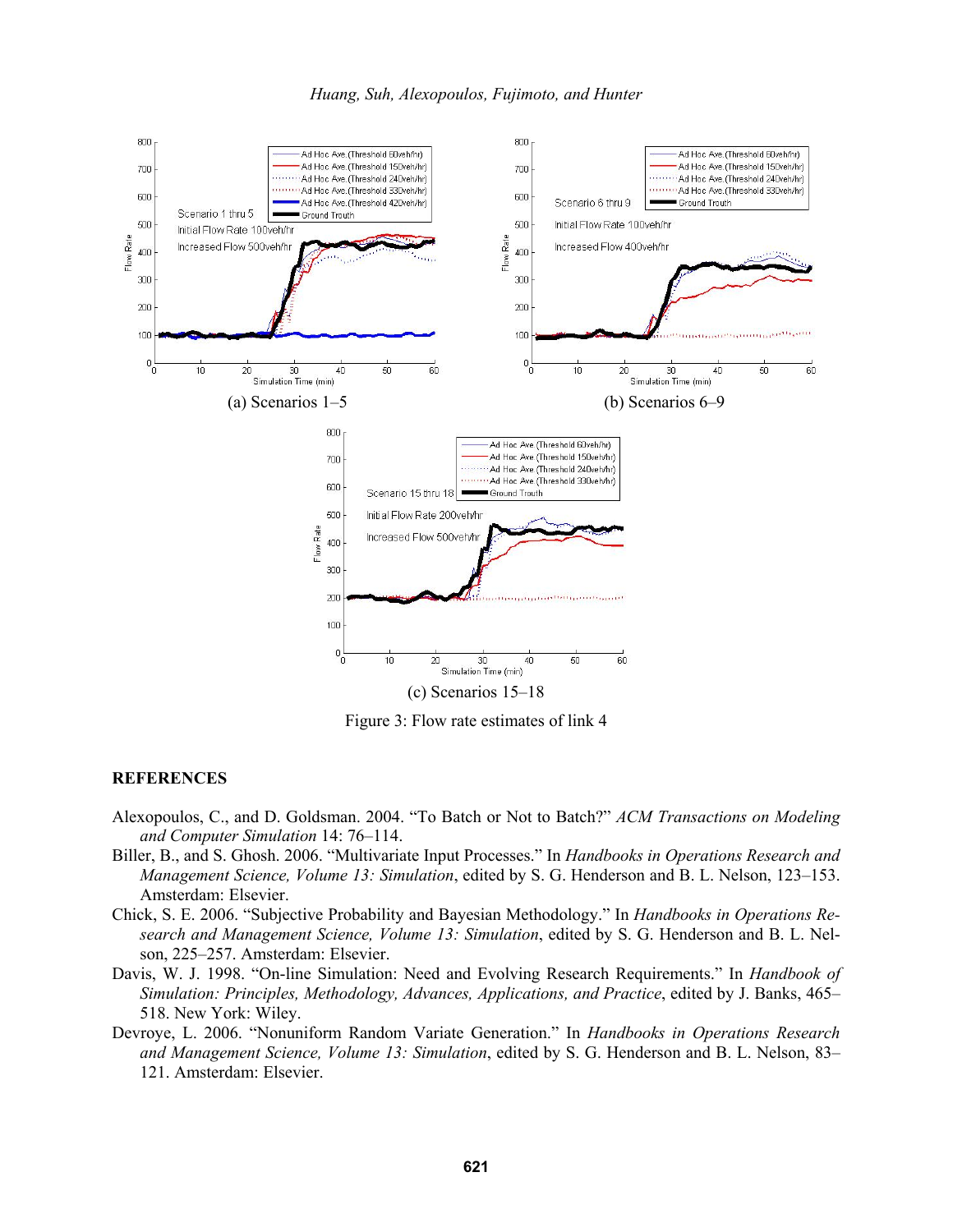(a) Scenarios 1–5

(b) Scenarios 6–9

(c) Scenarios 15–18

Figure 3: Flow rate estimates of link 4

## REFERENCES

Alexopoulos, C., and D. Goldsman. 2004. "To Batch or Not to Batch?" *ACM Transactions on Modeling and Computer Simulation* 14: 76–114.

Biller, B., and S. Ghosh. 2006. "Multivariate Input Processes." In *Handbooks in Operations Research and Management Science, Volume 13: Simulation*, edited by S. G. Henderson and B. L. Nelson, 123–153. Amsterdam: Elsevier.

Chick, S. E. 2006. "Subjective Probability and Bayesian Methodology." In *Handbooks in Operations Research and Management Science, Volume 13: Simulation*, edited by S. G. Henderson and B. L. Nelson, 225–257. Amsterdam: Elsevier.

Davis, W. J. 1998. "On-line Simulation: Need and Evolving Research Requirements." In *Handbook of Simulation: Principles, Methodology, Advances, Applications, and Practice*, edited by J. Banks, 465–518. New York: Wiley.

Devroye, L. 2006. "Nonuniform Random Variate Generation." In *Handbooks in Operations Research and Management Science, Volume 13: Simulation*, edited by S. G. Henderson and B. L. Nelson, 83–121. Amsterdam: Elsevier.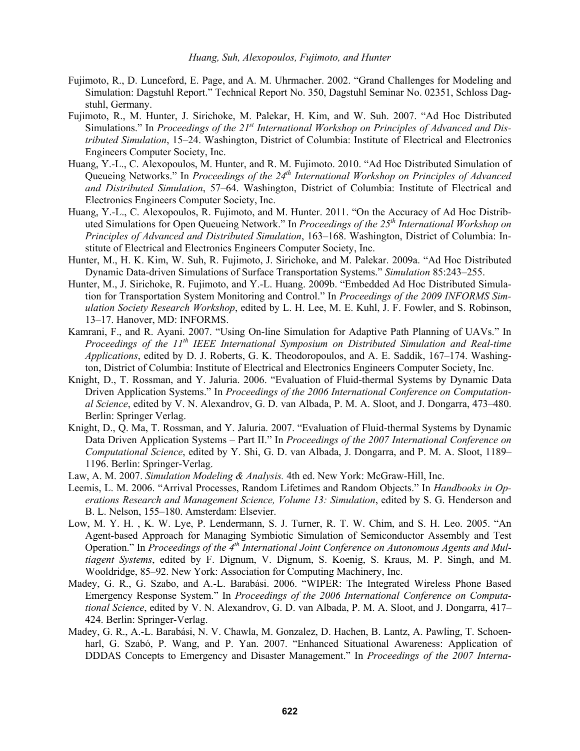Fujimoto, R., D. Lunceford, E. Page, and A. M. Uhrmacher. 2002. "Grand Challenges for Modeling and Simulation: Dagstuhl Report." Technical Report No. 350, Dagstuhl Seminar No. 02351, Schloss Dagstuhl, Germany.

Fujimoto, R., M. Hunter, J. Sirichoke, M. Palekar, H. Kim, and W. Suh. 2007. "Ad Hoc Distributed Simulations." In *Proceedings of the 21st International Workshop on Principles of Advanced and Distributed Simulation*, 15–24. Washington, District of Columbia: Institute of Electrical and Electronics Engineers Computer Society, Inc.

Huang, Y.-L., C. Alexopoulos, M. Hunter, and R. M. Fujimoto. 2010. "Ad Hoc Distributed Simulation of Queueing Networks." In *Proceedings of the 24th International Workshop on Principles of Advanced and Distributed Simulation*, 57–64. Washington, District of Columbia: Institute of Electrical and Electronics Engineers Computer Society, Inc.

Huang, Y.-L., C. Alexopoulos, R. Fujimoto, and M. Hunter. 2011. "On the Accuracy of Ad Hoc Distributed Simulations for Open Queueing Network." In *Proceedings of the 25th International Workshop on Principles of Advanced and Distributed Simulation*, 163–168. Washington, District of Columbia: Institute of Electrical and Electronics Engineers Computer Society, Inc.

Hunter, M., H. K. Kim, W. Suh, R. Fujimoto, J. Sirichoke, and M. Palekar. 2009a. "Ad Hoc Distributed Dynamic Data-driven Simulations of Surface Transportation Systems." *Simulation* 85:243–255.

Hunter, M., J. Sirichoke, R. Fujimoto, and Y.-L. Huang. 2009b. "Embedded Ad Hoc Distributed Simulation for Transportation System Monitoring and Control." In *Proceedings of the 2009 INFORMS Simulation Society Research Workshop*, edited by L. H. Lee, M. E. Kuhl, J. F. Fowler, and S. Robinson, 13–17. Hanover, MD: INFORMS.

Kamrani, F., and R. Ayani. 2007. "Using On-line Simulation for Adaptive Path Planning of UAVs." In *Proceedings of the 11th IEEE International Symposium on Distributed Simulation and Real-time Applications*, edited by D. J. Roberts, G. K. Theodoropoulos, and A. E. Saddik, 167–174. Washington, District of Columbia: Institute of Electrical and Electronics Engineers Computer Society, Inc.

Knight, D., T. Rossman, and Y. Jaluria. 2006. "Evaluation of Fluid-thermal Systems by Dynamic Data Driven Application Systems." In *Proceedings of the 2006 International Conference on Computational Science*, edited by V. N. Alexandrov, G. D. van Albada, P. M. A. Sloot, and J. Dongarra, 473–480. Berlin: Springer Verlag.

Knight, D., Q. Ma, T. Rossman, and Y. Jaluria. 2007. "Evaluation of Fluid-thermal Systems by Dynamic Data Driven Application Systems – Part II." In *Proceedings of the 2007 International Conference on Computational Science*, edited by Y. Shi, G. D. van Albada, J. Dongarra, and P. M. A. Sloot, 1189–1196. Berlin: Springer-Verlag.

Law, A. M. 2007. *Simulation Modeling & Analysis.* 4th ed. New York: McGraw-Hill, Inc.

Leemis, L. M. 2006. "Arrival Processes, Random Lifetimes and Random Objects." In *Handbooks in Operations Research and Management Science, Volume 13: Simulation*, edited by S. G. Henderson and B. L. Nelson, 155–180. Amsterdam: Elsevier.

Low, M. Y. H. , K. W. Lye, P. Lendermann, S. J. Turner, R. T. W. Chim, and S. H. Leo. 2005. "An Agent-based Approach for Managing Symbiotic Simulation of Semiconductor Assembly and Test Operation." In *Proceedings of the 4th International Joint Conference on Autonomous Agents and Multiagent Systems*, edited by F. Dignum, V. Dignum, S. Koenig, S. Kraus, M. P. Singh, and M. Wooldridge, 85–92. New York: Association for Computing Machinery, Inc.

Madey, G. R., G. Szabo, and A.-L. Barabási. 2006. "WIPER: The Integrated Wireless Phone Based Emergency Response System." In *Proceedings of the 2006 International Conference on Computational Science*, edited by V. N. Alexandrov, G. D. van Albada, P. M. A. Sloot, and J. Dongarra, 417–424. Berlin: Springer-Verlag.

Madey, G. R., A.-L. Barabási, N. V. Chawla, M. Gonzalez, D. Hachen, B. Lantz, A. Pawling, T. Schoenharl, G. Szabó, P. Wang, and P. Yan. 2007. "Enhanced Situational Awareness: Application of DDDAS Concepts to Emergency and Disaster Management." In *Proceedings of the 2007 Interna-*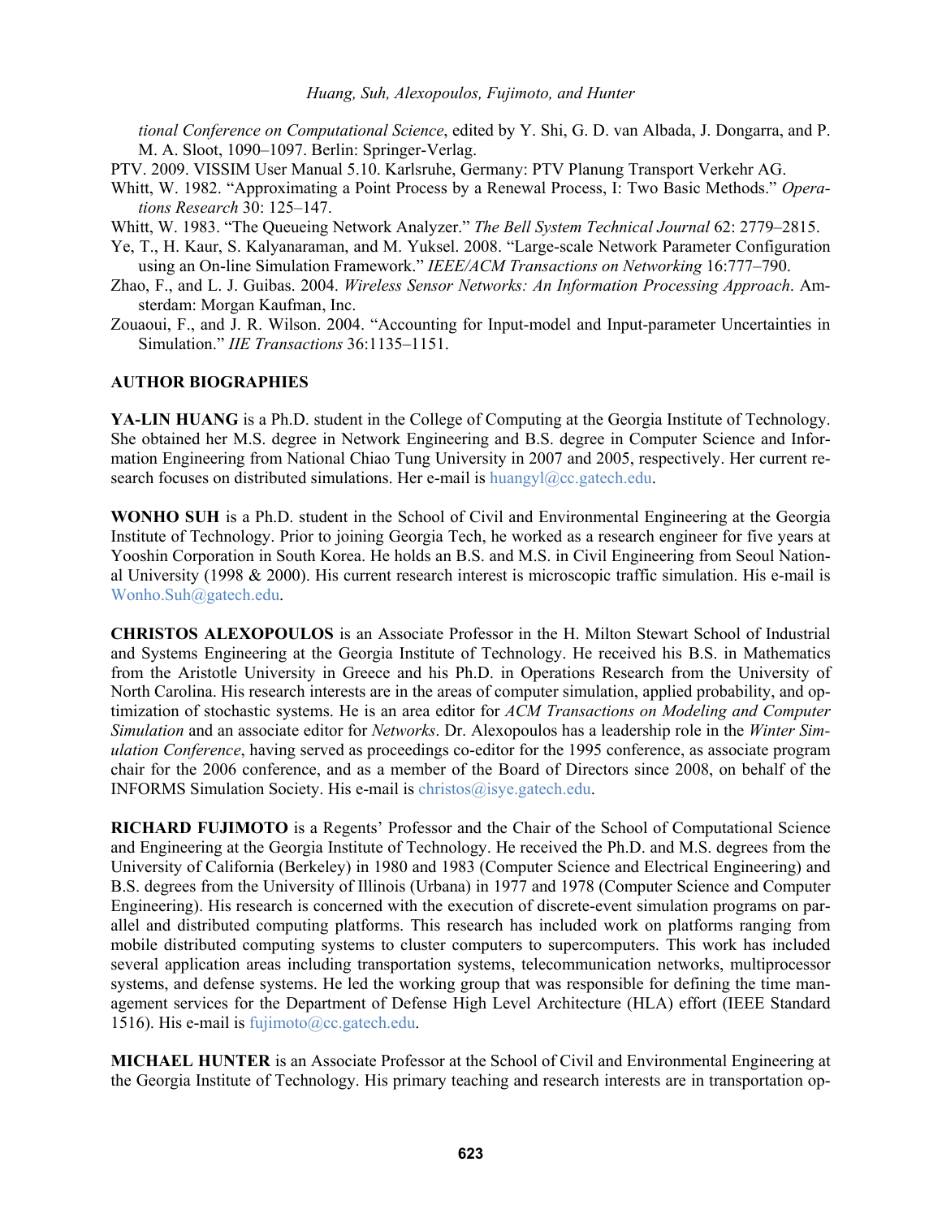*tional Conference on Computational Science*, edited by Y. Shi, G. D. van Albada, J. Dongarra, and P. M. A. Sloot, 1090–1097. Berlin: Springer-Verlag.

PTV. 2009. VISSIM User Manual 5.10. Karlsruhe, Germany: PTV Planung Transport Verkehr AG.

Whitt, W. 1982. "Approximating a Point Process by a Renewal Process, I: Two Basic Methods." *Operations Research* 30: 125–147.

Whitt, W. 1983. "The Queueing Network Analyzer." *The Bell System Technical Journal* 62: 2779–2815.

Ye, T., H. Kaur, S. Kalyanaraman, and M. Yuksel. 2008. "Large-scale Network Parameter Configuration using an On-line Simulation Framework." *IEEE/ACM Transactions on Networking* 16:777–790.

Zhao, F., and L. J. Guibas. 2004. *Wireless Sensor Networks: An Information Processing Approach*. Amsterdam: Morgan Kaufman, Inc.

Zouaoui, F., and J. R. Wilson. 2004. "Accounting for Input-model and Input-parameter Uncertainties in Simulation." *IIE Transactions* 36:1135–1151.

## AUTHOR BIOGRAPHIES

**YA-LIN HUANG** is a Ph.D. student in the College of Computing at the Georgia Institute of Technology. She obtained her M.S. degree in Network Engineering and B.S. degree in Computer Science and Information Engineering from National Chiao Tung University in 2007 and 2005, respectively. Her current research focuses on distributed simulations. Her e-mail is huangyl@cc.gatech.edu.

**WONHO SUH** is a Ph.D. student in the School of Civil and Environmental Engineering at the Georgia Institute of Technology. Prior to joining Georgia Tech, he worked as a research engineer for five years at Yooshin Corporation in South Korea. He holds an B.S. and M.S. in Civil Engineering from Seoul National University (1998 & 2000). His current research interest is microscopic traffic simulation. His e-mail is Wonho.Suh@gatech.edu.

**CHRISTOS ALEXOPOULOS** is an Associate Professor in the H. Milton Stewart School of Industrial and Systems Engineering at the Georgia Institute of Technology. He received his B.S. in Mathematics from the Aristotle University in Greece and his Ph.D. in Operations Research from the University of North Carolina. His research interests are in the areas of computer simulation, applied probability, and optimization of stochastic systems. He is an area editor for *ACM Transactions on Modeling and Computer Simulation* and an associate editor for *Networks*. Dr. Alexopoulos has a leadership role in the *Winter Simulation Conference*, having served as proceedings co-editor for the 1995 conference, as associate program chair for the 2006 conference, and as a member of the Board of Directors since 2008, on behalf of the INFORMS Simulation Society. His e-mail is christos@isye.gatech.edu.

**RICHARD FUJIMOTO** is a Regents' Professor and the Chair of the School of Computational Science and Engineering at the Georgia Institute of Technology. He received the Ph.D. and M.S. degrees from the University of California (Berkeley) in 1980 and 1983 (Computer Science and Electrical Engineering) and B.S. degrees from the University of Illinois (Urbana) in 1977 and 1978 (Computer Science and Computer Engineering). His research is concerned with the execution of discrete-event simulation programs on parallel and distributed computing platforms. This research has included work on platforms ranging from mobile distributed computing systems to cluster computers to supercomputers. This work has included several application areas including transportation systems, telecommunication networks, multiprocessor systems, and defense systems. He led the working group that was responsible for defining the time management services for the Department of Defense High Level Architecture (HLA) effort (IEEE Standard 1516). His e-mail is fujimoto@cc.gatech.edu.

**MICHAEL HUNTER** is an Associate Professor at the School of Civil and Environmental Engineering at the Georgia Institute of Technology. His primary teaching and research interests are in transportation op-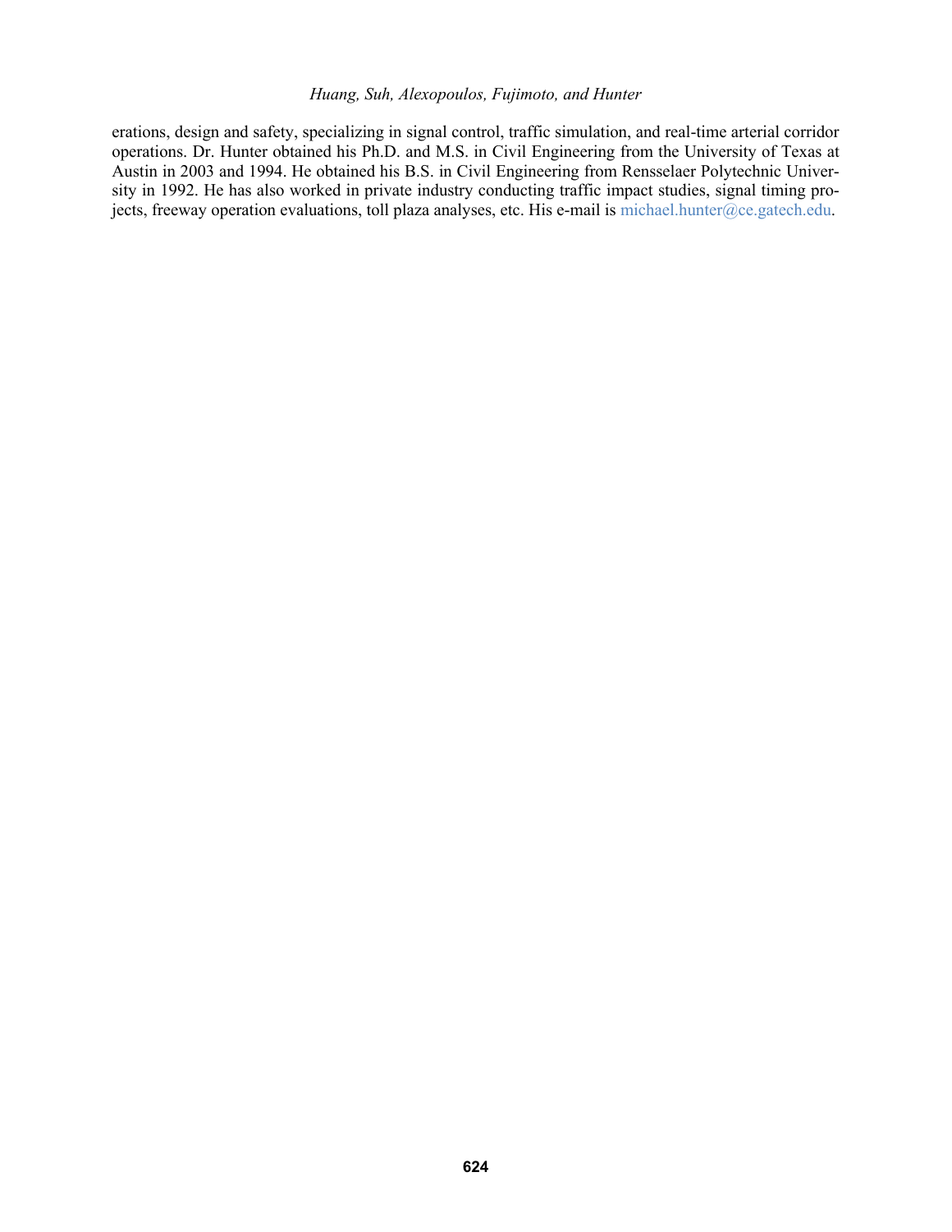erations, design and safety, specializing in signal control, traffic simulation, and real-time arterial corridor operations. Dr. Hunter obtained his Ph.D. and M.S. in Civil Engineering from the University of Texas at Austin in 2003 and 1994. He obtained his B.S. in Civil Engineering from Rensselaer Polytechnic University in 1992. He has also worked in private industry conducting traffic impact studies, signal timing projects, freeway operation evaluations, toll plaza analyses, etc. His e-mail is michael.hunter@ce.gatech.edu.